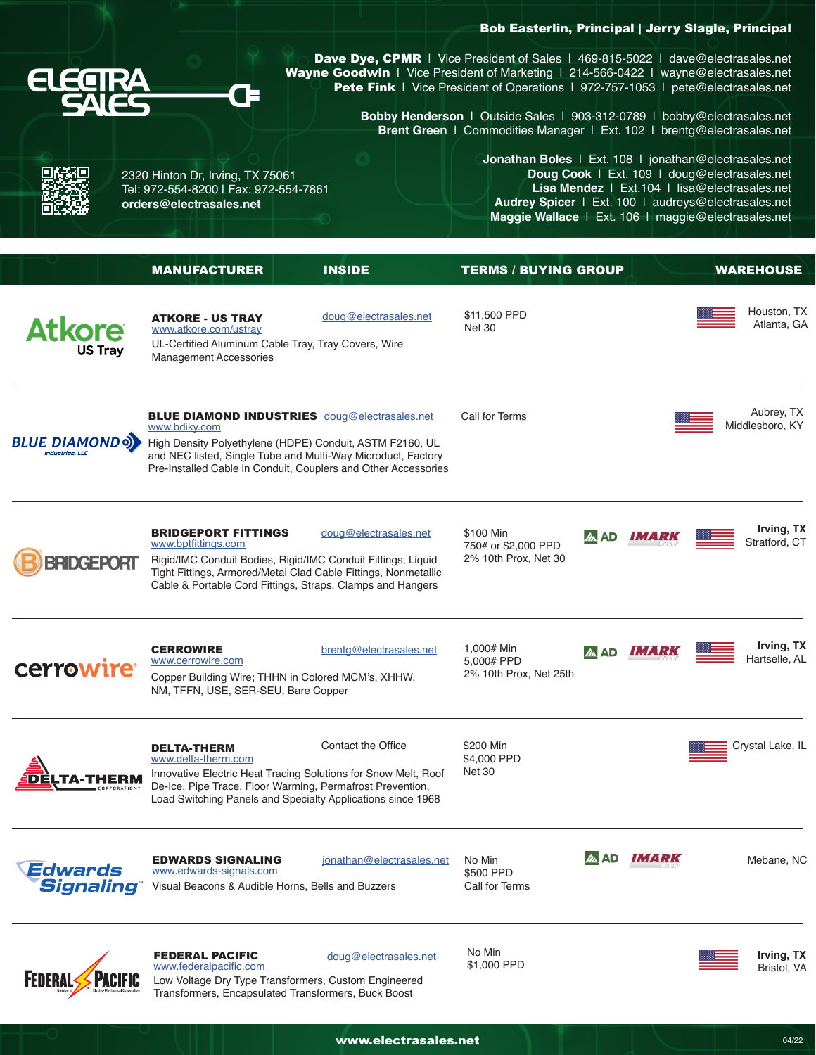# Electra Sales

**Bob Easterlin, Principal | Jerry Slagle, Principal**

**Dave Dye, CPMR** | Vice President of Sales | 469-815-5022 | dave@electrasales.net
**Wayne Goodwin** | Vice President of Marketing | 214-566-0422 | wayne@electrasales.net
**Pete Fink** | Vice President of Operations | 972-757-1053 | pete@electrasales.net

**Bobby Henderson** | Outside Sales | 903-312-0789 | bobby@electrasales.net
**Brent Green** | Commodities Manager | Ext. 102 | brentg@electrasales.net

**Jonathan Boles** | Ext. 108 | jonathan@electrasales.net
**Doug Cook** | Ext. 109 | doug@electrasales.net
**Lisa Mendez** | Ext.104 | lisa@electrasales.net
**Audrey Spicer** | Ext. 100 | audreys@electrasales.net
**Maggie Wallace** | Ext. 106 | maggie@electrasales.net

2320 Hinton Dr, Irving, TX 75061
Tel: 972-554-8200 | Fax: 972-554-7861
**orders@electrasales.net**

| MANUFACTURER | INSIDE | TERMS / BUYING GROUP | | WAREHOUSE |
|---|---|---|---|---|
| **ATKORE - US TRAY** www.atkore.com/ustray UL-Certified Aluminum Cable Tray, Tray Covers, Wire Management Accessories | doug@electrasales.net | $11,500 PPD Net 30 | | Houston, TX Atlanta, GA |
| **BLUE DIAMOND INDUSTRIES** www.bdiky.com High Density Polyethylene (HDPE) Conduit, ASTM F2160, UL and NEC listed, Single Tube and Multi-Way Microduct, Factory Pre-Installed Cable in Conduit, Couplers and Other Accessories | doug@electrasales.net | Call for Terms | | Aubrey, TX Middlesboro, KY |
| **BRIDGEPORT FITTINGS** www.bptfittings.com Rigid/IMC Conduit Bodies, Rigid/IMC Conduit Fittings, Liquid Tight Fittings, Armored/Metal Clad Cable Fittings, Nonmetallic Cable & Portable Cord Fittings, Straps, Clamps and Hangers | doug@electrasales.net | $100 Min 750# or $2,000 PPD 2% 10th Prox, Net 30 | AD, IMARK | **Irving, TX** Stratford, CT |
| **CERROWIRE** www.cerrowire.com Copper Building Wire; THHN in Colored MCM's, XHHW, NM, TFFN, USE, SER-SEU, Bare Copper | brentg@electrasales.net | 1,000# Min 5,000# PPD 2% 10th Prox, Net 25th | AD, IMARK | **Irving, TX** Hartselle, AL |
| **DELTA-THERM** www.delta-therm.com Innovative Electric Heat Tracing Solutions for Snow Melt, Roof De-Ice, Pipe Trace, Floor Warming, Permafrost Prevention, Load Switching Panels and Specialty Applications since 1968 | Contact the Office | $200 Min $4,000 PPD Net 30 | | Crystal Lake, IL |
| **EDWARDS SIGNALING** www.edwards-signals.com Visual Beacons & Audible Horns, Bells and Buzzers | jonathan@electrasales.net | No Min $500 PPD Call for Terms | AD, IMARK | Mebane, NC |
| **FEDERAL PACIFIC** www.federalpacific.com Low Voltage Dry Type Transformers, Custom Engineered Transformers, Encapsulated Transformers, Buck Boost | doug@electrasales.net | No Min $1,000 PPD | | **Irving, TX** Bristol, VA |

www.electrasales.net

04/22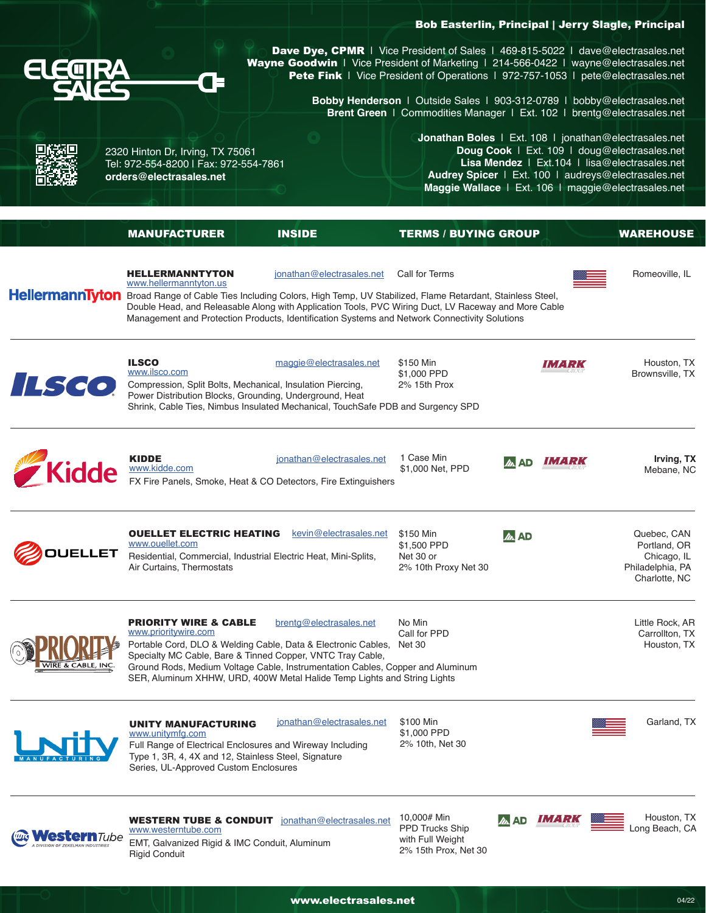Bob Easterlin, Principal | Jerry Slagle, Principal

**Dave Dye, CPMR** | Vice President of Sales | 469-815-5022 | dave@electrasales.net
**Wayne Goodwin** | Vice President of Marketing | 214-566-0422 | wayne@electrasales.net
**Pete Fink** | Vice President of Operations | 972-757-1053 | pete@electrasales.net

**Bobby Henderson** | Outside Sales | 903-312-0789 | bobby@electrasales.net
**Brent Green** | Commodities Manager | Ext. 102 | brentg@electrasales.net

**Jonathan Boles** | Ext. 108 | jonathan@electrasales.net
**Doug Cook** | Ext. 109 | doug@electrasales.net
**Lisa Mendez** | Ext.104 | lisa@electrasales.net
**Audrey Spicer** | Ext. 100 | audreys@electrasales.net
**Maggie Wallace** | Ext. 106 | maggie@electrasales.net

2320 Hinton Dr, Irving, TX 75061
Tel: 972-554-8200 | Fax: 972-554-7861
**orders@electrasales.net**

| MANUFACTURER | INSIDE | TERMS / BUYING GROUP | | WAREHOUSE |
|---|---|---|---|---|
| **HELLERMANNTYTON** www.hellermanntyton.us Broad Range of Cable Ties Including Colors, High Temp, UV Stabilized, Flame Retardant, Stainless Steel, Double Head, and Releasable Along with Application Tools, PVC Wiring Duct, LV Raceway and More Cable Management and Protection Products, Identification Systems and Network Connectivity Solutions | jonathan@electrasales.net | Call for Terms | USA | Romeoville, IL |
| **ILSCO** www.ilsco.com Compression, Split Bolts, Mechanical, Insulation Piercing, Power Distribution Blocks, Grounding, Underground, Heat Shrink, Cable Ties, Nimbus Insulated Mechanical, TouchSafe PDB and Surgency SPD | maggie@electrasales.net | $150 Min $1,000 PPD 2% 15th Prox | IMARK | Houston, TX Brownsville, TX |
| **KIDDE** www.kidde.com FX Fire Panels, Smoke, Heat & CO Detectors, Fire Extinguishers | jonathan@electrasales.net | 1 Case Min $1,000 Net, PPD | AD, IMARK | **Irving, TX** Mebane, NC |
| **OUELLET ELECTRIC HEATING** www.ouellet.com Residential, Commercial, Industrial Electric Heat, Mini-Splits, Air Curtains, Thermostats | kevin@electrasales.net | $150 Min $1,500 PPD Net 30 or 2% 10th Proxy Net 30 | AD | Quebec, CAN Portland, OR Chicago, IL Philadelphia, PA Charlotte, NC |
| **PRIORITY WIRE & CABLE** www.prioritywire.com Portable Cord, DLO & Welding Cable, Data & Electronic Cables, Specialty MC Cable, Bare & Tinned Copper, VNTC Tray Cable, Ground Rods, Medium Voltage Cable, Instrumentation Cables, Copper and Aluminum SER, Aluminum XHHW, URD, 400W Metal Halide Temp Lights and String Lights | brentg@electrasales.net | No Min Call for PPD Net 30 | | Little Rock, AR Carrollton, TX Houston, TX |
| **UNITY MANUFACTURING** www.unitymfg.com Full Range of Electrical Enclosures and Wireway Including Type 1, 3R, 4, 4X and 12, Stainless Steel, Signature Series, UL-Approved Custom Enclosures | jonathan@electrasales.net | $100 Min $1,000 PPD 2% 10th, Net 30 | USA | Garland, TX |
| **WESTERN TUBE & CONDUIT** www.westerntube.com EMT, Galvanized Rigid & IMC Conduit, Aluminum Rigid Conduit | jonathan@electrasales.net | 10,000# Min PPD Trucks Ship with Full Weight 2% 15th Prox, Net 30 | AD, IMARK, USA | Houston, TX Long Beach, CA |

**www.electrasales.net**

04/22